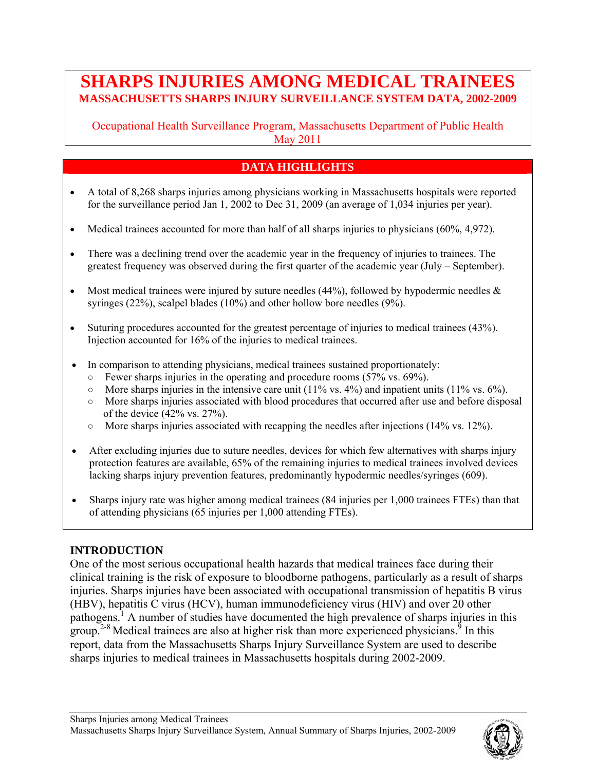# SHARPS INJURIES AMONG MEDICAL TRAINEES

## MASSACHUSETTS SHARPS INJURY SURVEILLANCE SYSTEM DATA, 2002-2009

Occupational Health Surveillance Program, Massachusetts Department of Public Health
May 2011

## DATA HIGHLIGHTS

- A total of 8,268 sharps injuries among physicians working in Massachusetts hospitals were reported for the surveillance period Jan 1, 2002 to Dec 31, 2009 (an average of 1,034 injuries per year).
- Medical trainees accounted for more than half of all sharps injuries to physicians (60%, 4,972).
- There was a declining trend over the academic year in the frequency of injuries to trainees. The greatest frequency was observed during the first quarter of the academic year (July – September).
- Most medical trainees were injured by suture needles (44%), followed by hypodermic needles & syringes (22%), scalpel blades (10%) and other hollow bore needles (9%).
- Suturing procedures accounted for the greatest percentage of injuries to medical trainees (43%). Injection accounted for 16% of the injuries to medical trainees.
- In comparison to attending physicians, medical trainees sustained proportionately:
  - Fewer sharps injuries in the operating and procedure rooms (57% vs. 69%).
  - More sharps injuries in the intensive care unit (11% vs. 4%) and inpatient units (11% vs. 6%).
  - More sharps injuries associated with blood procedures that occurred after use and before disposal of the device (42% vs. 27%).
  - More sharps injuries associated with recapping the needles after injections (14% vs. 12%).
- After excluding injuries due to suture needles, devices for which few alternatives with sharps injury protection features are available, 65% of the remaining injuries to medical trainees involved devices lacking sharps injury prevention features, predominantly hypodermic needles/syringes (609).
- Sharps injury rate was higher among medical trainees (84 injuries per 1,000 trainees FTEs) than that of attending physicians (65 injuries per 1,000 attending FTEs).

## INTRODUCTION

One of the most serious occupational health hazards that medical trainees face during their clinical training is the risk of exposure to bloodborne pathogens, particularly as a result of sharps injuries. Sharps injuries have been associated with occupational transmission of hepatitis B virus (HBV), hepatitis C virus (HCV), human immunodeficiency virus (HIV) and over 20 other pathogens.[1] A number of studies have documented the high prevalence of sharps injuries in this group.[2-8] Medical trainees are also at higher risk than more experienced physicians.[9] In this report, data from the Massachusetts Sharps Injury Surveillance System are used to describe sharps injuries to medical trainees in Massachusetts hospitals during 2002-2009.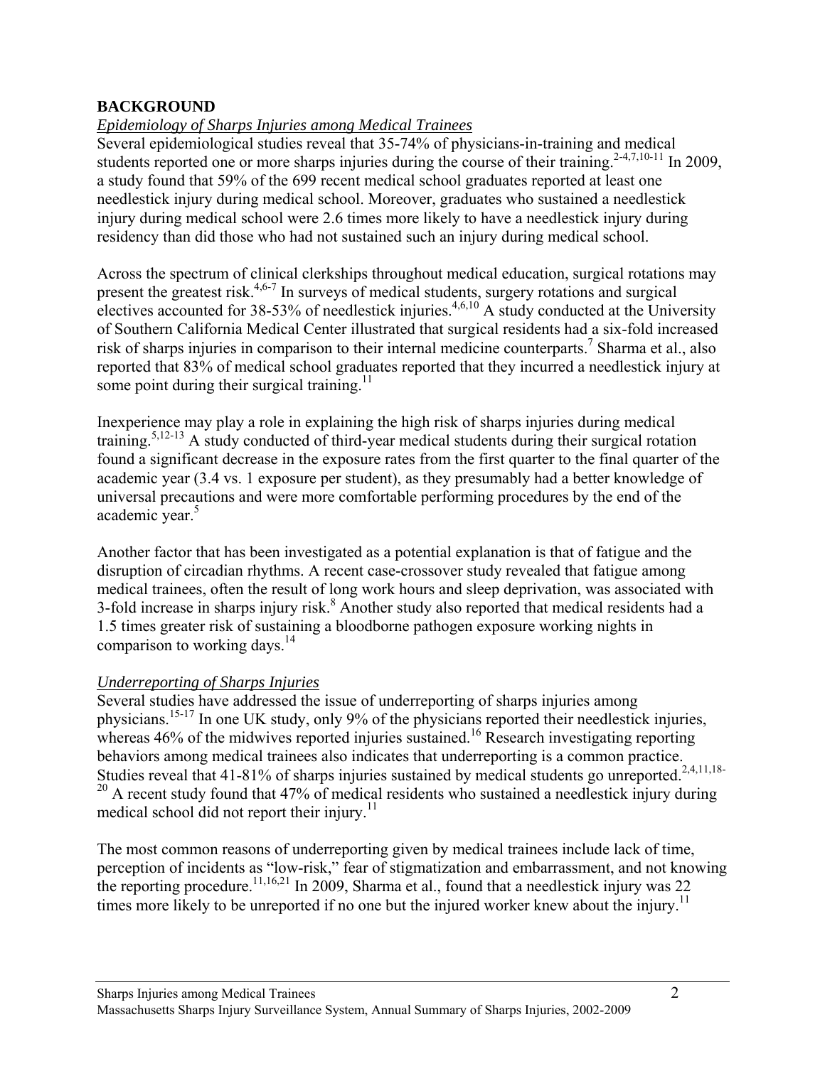## BACKGROUND

### *Epidemiology of Sharps Injuries among Medical Trainees*

Several epidemiological studies reveal that 35-74% of physicians-in-training and medical students reported one or more sharps injuries during the course of their training.[2-4,7,10-11] In 2009, a study found that 59% of the 699 recent medical school graduates reported at least one needlestick injury during medical school. Moreover, graduates who sustained a needlestick injury during medical school were 2.6 times more likely to have a needlestick injury during residency than did those who had not sustained such an injury during medical school.

Across the spectrum of clinical clerkships throughout medical education, surgical rotations may present the greatest risk.[4,6-7] In surveys of medical students, surgery rotations and surgical electives accounted for 38-53% of needlestick injuries.[4,6,10] A study conducted at the University of Southern California Medical Center illustrated that surgical residents had a six-fold increased risk of sharps injuries in comparison to their internal medicine counterparts.[7] Sharma et al., also reported that 83% of medical school graduates reported that they incurred a needlestick injury at some point during their surgical training.[11]

Inexperience may play a role in explaining the high risk of sharps injuries during medical training.[5,12-13] A study conducted of third-year medical students during their surgical rotation found a significant decrease in the exposure rates from the first quarter to the final quarter of the academic year (3.4 vs. 1 exposure per student), as they presumably had a better knowledge of universal precautions and were more comfortable performing procedures by the end of the academic year.[5]

Another factor that has been investigated as a potential explanation is that of fatigue and the disruption of circadian rhythms. A recent case-crossover study revealed that fatigue among medical trainees, often the result of long work hours and sleep deprivation, was associated with 3-fold increase in sharps injury risk.[8] Another study also reported that medical residents had a 1.5 times greater risk of sustaining a bloodborne pathogen exposure working nights in comparison to working days.[14]

### *Underreporting of Sharps Injuries*

Several studies have addressed the issue of underreporting of sharps injuries among physicians.[15-17] In one UK study, only 9% of the physicians reported their needlestick injuries, whereas 46% of the midwives reported injuries sustained.[16] Research investigating reporting behaviors among medical trainees also indicates that underreporting is a common practice. Studies reveal that 41-81% of sharps injuries sustained by medical students go unreported.[2,4,11,18-20] A recent study found that 47% of medical residents who sustained a needlestick injury during medical school did not report their injury.[11]

The most common reasons of underreporting given by medical trainees include lack of time, perception of incidents as "low-risk," fear of stigmatization and embarrassment, and not knowing the reporting procedure.[11,16,21] In 2009, Sharma et al., found that a needlestick injury was 22 times more likely to be unreported if no one but the injured worker knew about the injury.[11]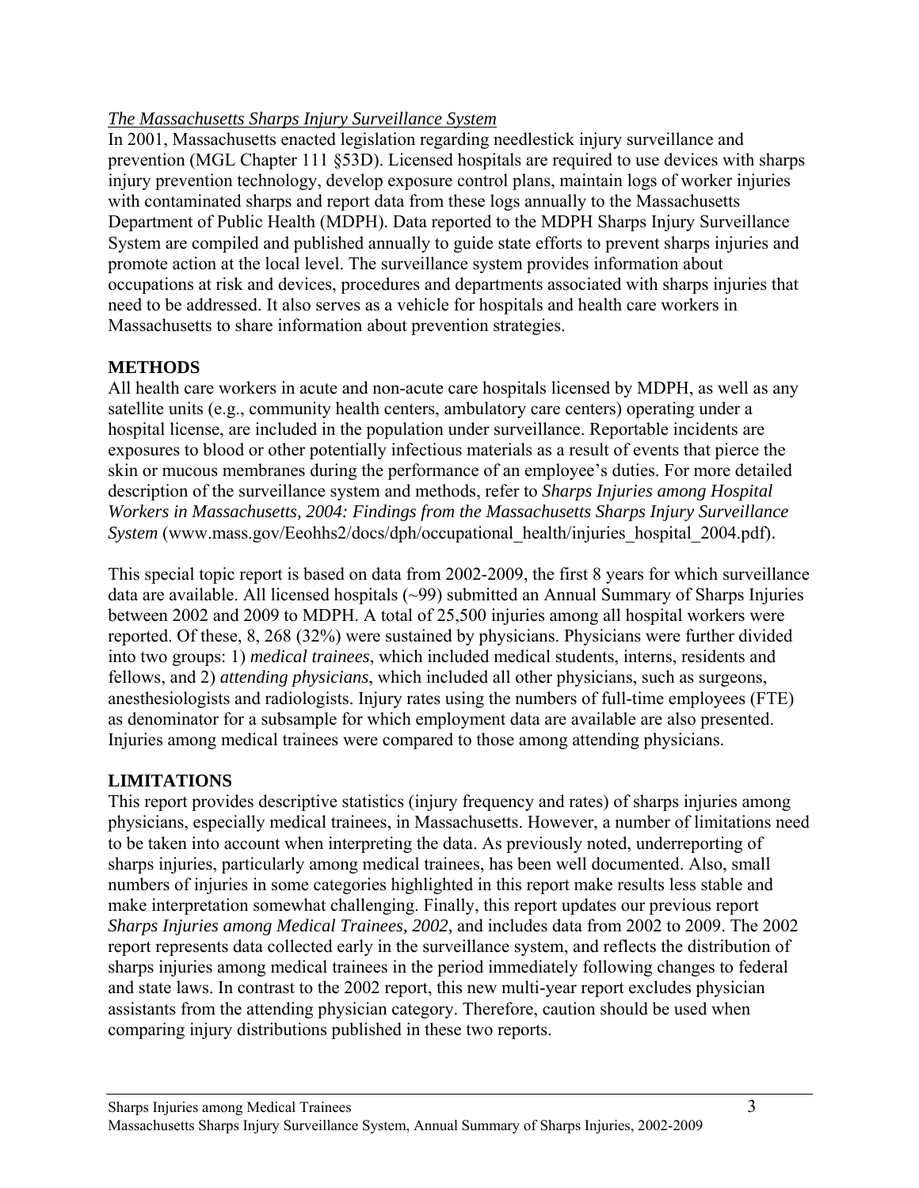*The Massachusetts Sharps Injury Surveillance System*

In 2001, Massachusetts enacted legislation regarding needlestick injury surveillance and prevention (MGL Chapter 111 §53D). Licensed hospitals are required to use devices with sharps injury prevention technology, develop exposure control plans, maintain logs of worker injuries with contaminated sharps and report data from these logs annually to the Massachusetts Department of Public Health (MDPH). Data reported to the MDPH Sharps Injury Surveillance System are compiled and published annually to guide state efforts to prevent sharps injuries and promote action at the local level. The surveillance system provides information about occupations at risk and devices, procedures and departments associated with sharps injuries that need to be addressed. It also serves as a vehicle for hospitals and health care workers in Massachusetts to share information about prevention strategies.

## METHODS

All health care workers in acute and non-acute care hospitals licensed by MDPH, as well as any satellite units (e.g., community health centers, ambulatory care centers) operating under a hospital license, are included in the population under surveillance. Reportable incidents are exposures to blood or other potentially infectious materials as a result of events that pierce the skin or mucous membranes during the performance of an employee's duties. For more detailed description of the surveillance system and methods, refer to *Sharps Injuries among Hospital Workers in Massachusetts, 2004: Findings from the Massachusetts Sharps Injury Surveillance System* (www.mass.gov/Eeohhs2/docs/dph/occupational_health/injuries_hospital_2004.pdf).

This special topic report is based on data from 2002-2009, the first 8 years for which surveillance data are available. All licensed hospitals (~99) submitted an Annual Summary of Sharps Injuries between 2002 and 2009 to MDPH. A total of 25,500 injuries among all hospital workers were reported. Of these, 8, 268 (32%) were sustained by physicians. Physicians were further divided into two groups: 1) *medical trainees*, which included medical students, interns, residents and fellows, and 2) *attending physicians*, which included all other physicians, such as surgeons, anesthesiologists and radiologists. Injury rates using the numbers of full-time employees (FTE) as denominator for a subsample for which employment data are available are also presented. Injuries among medical trainees were compared to those among attending physicians.

## LIMITATIONS

This report provides descriptive statistics (injury frequency and rates) of sharps injuries among physicians, especially medical trainees, in Massachusetts. However, a number of limitations need to be taken into account when interpreting the data. As previously noted, underreporting of sharps injuries, particularly among medical trainees, has been well documented. Also, small numbers of injuries in some categories highlighted in this report make results less stable and make interpretation somewhat challenging. Finally, this report updates our previous report *Sharps Injuries among Medical Trainees, 2002,* and includes data from 2002 to 2009. The 2002 report represents data collected early in the surveillance system, and reflects the distribution of sharps injuries among medical trainees in the period immediately following changes to federal and state laws. In contrast to the 2002 report, this new multi-year report excludes physician assistants from the attending physician category. Therefore, caution should be used when comparing injury distributions published in these two reports.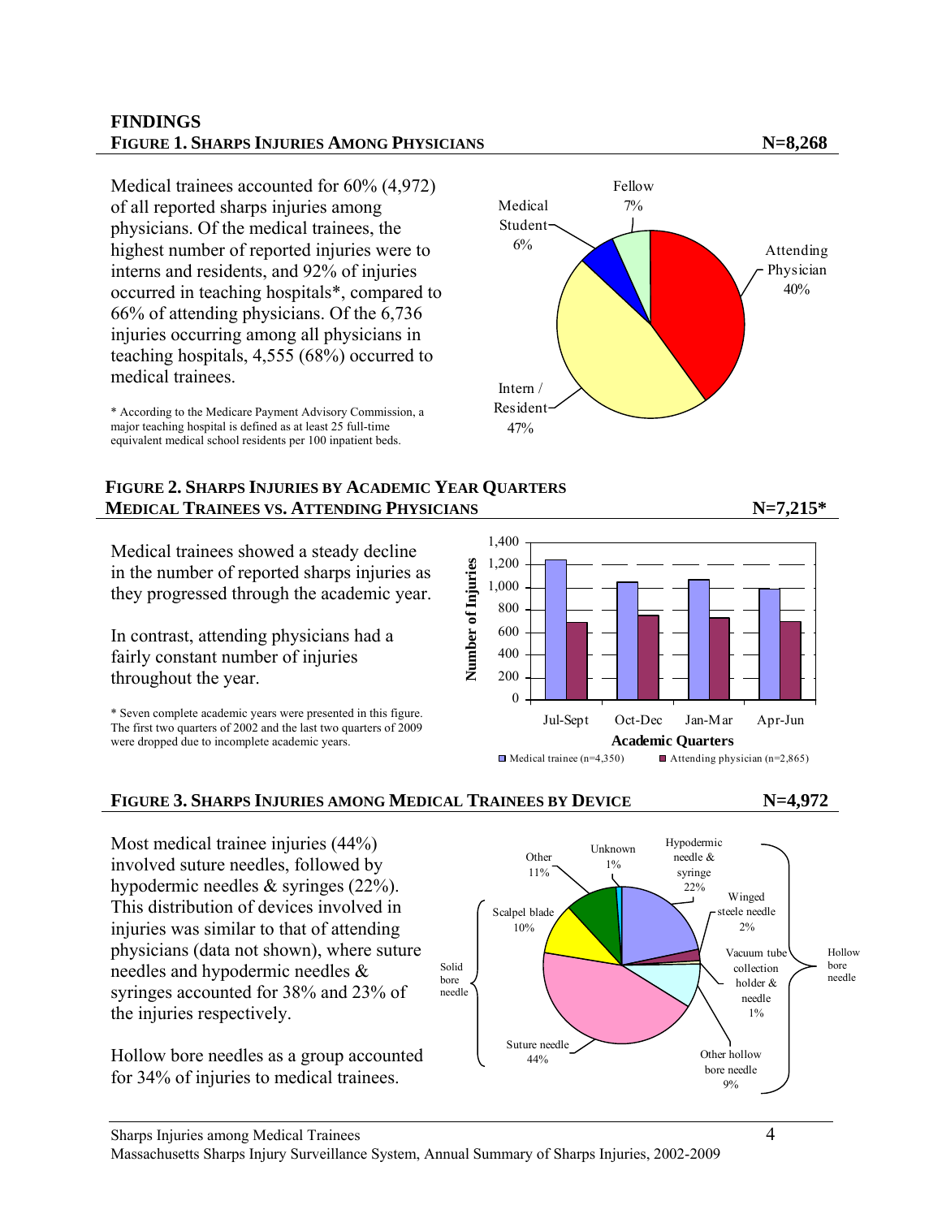## FINDINGS

### FIGURE 1. SHARPS INJURIES AMONG PHYSICIANS — N=8,268

Medical trainees accounted for 60% (4,972) of all reported sharps injuries among physicians. Of the medical trainees, the highest number of reported injuries were to interns and residents, and 92% of injuries occurred in teaching hospitals*, compared to 66% of attending physicians. Of the 6,736 injuries occurring among all physicians in teaching hospitals, 4,555 (68%) occurred to medical trainees.

\* According to the Medicare Payment Advisory Commission, a major teaching hospital is defined as at least 25 full-time equivalent medical school residents per 100 inpatient beds.

### FIGURE 2. SHARPS INJURIES BY ACADEMIC YEAR QUARTERS MEDICAL TRAINEES VS. ATTENDING PHYSICIANS — N=7,215*

Medical trainees showed a steady decline in the number of reported sharps injuries as they progressed through the academic year.

In contrast, attending physicians had a fairly constant number of injuries throughout the year.

\* Seven complete academic years were presented in this figure. The first two quarters of 2002 and the last two quarters of 2009 were dropped due to incomplete academic years.

### FIGURE 3. SHARPS INJURIES AMONG MEDICAL TRAINEES BY DEVICE — N=4,972

Most medical trainee injuries (44%) involved suture needles, followed by hypodermic needles & syringes (22%). This distribution of devices involved in injuries was similar to that of attending physicians (data not shown), where suture needles and hypodermic needles & syringes accounted for 38% and 23% of the injuries respectively.

Hollow bore needles as a group accounted for 34% of injuries to medical trainees.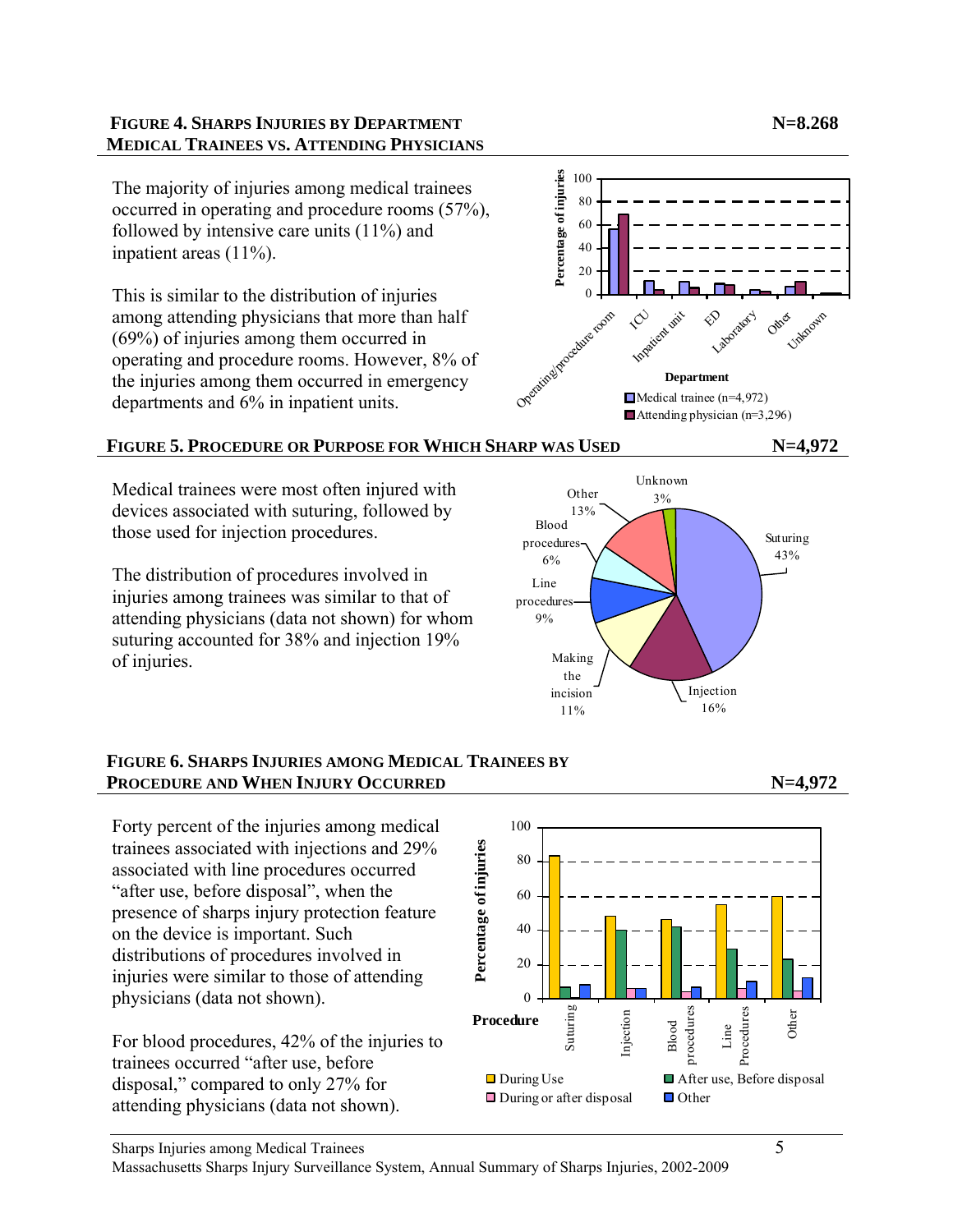## FIGURE 4. SHARPS INJURIES BY DEPARTMENT MEDICAL TRAINEES VS. ATTENDING PHYSICIANS

N=8.268

The majority of injuries among medical trainees occurred in operating and procedure rooms (57%), followed by intensive care units (11%) and inpatient areas (11%).

This is similar to the distribution of injuries among attending physicians that more than half (69%) of injuries among them occurred in operating and procedure rooms. However, 8% of the injuries among them occurred in emergency departments and 6% in inpatient units.

## FIGURE 5. PROCEDURE OR PURPOSE FOR WHICH SHARP WAS USED

N=4,972

Medical trainees were most often injured with devices associated with suturing, followed by those used for injection procedures.

The distribution of procedures involved in injuries among trainees was similar to that of attending physicians (data not shown) for whom suturing accounted for 38% and injection 19% of injuries.

## FIGURE 6. SHARPS INJURIES AMONG MEDICAL TRAINEES BY PROCEDURE AND WHEN INJURY OCCURRED

N=4,972

Forty percent of the injuries among medical trainees associated with injections and 29% associated with line procedures occurred "after use, before disposal", when the presence of sharps injury protection feature on the device is important. Such distributions of procedures involved in injuries were similar to those of attending physicians (data not shown).

For blood procedures, 42% of the injuries to trainees occurred "after use, before disposal," compared to only 27% for attending physicians (data not shown).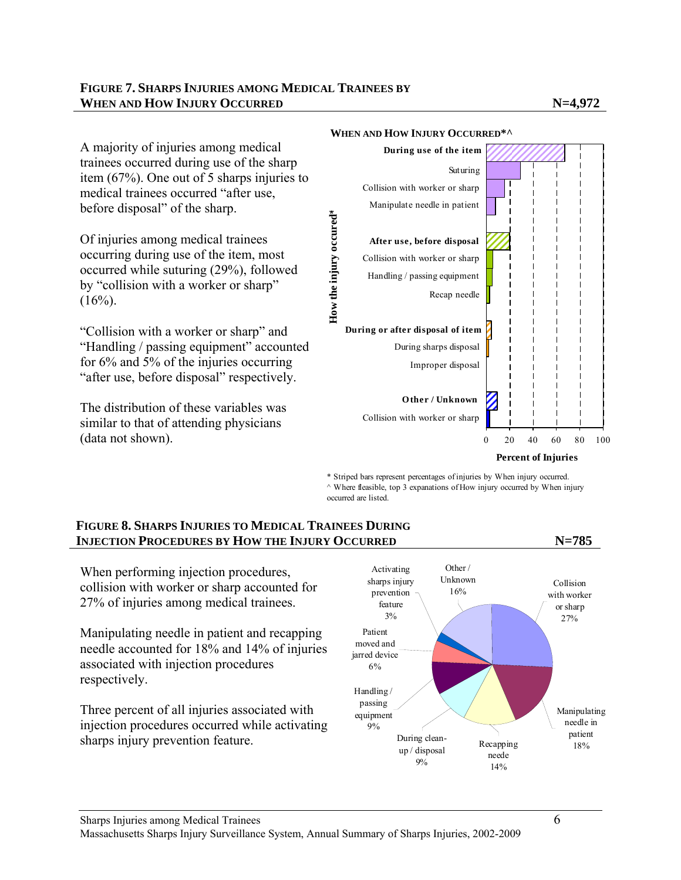## FIGURE 7. SHARPS INJURIES AMONG MEDICAL TRAINEES BY WHEN AND HOW INJURY OCCURRED

**N=4,972**

A majority of injuries among medical trainees occurred during use of the sharp item (67%). One out of 5 sharps injuries to medical trainees occurred "after use, before disposal" of the sharp.

Of injuries among medical trainees occurring during use of the item, most occurred while suturing (29%), followed by "collision with a worker or sharp" (16%).

"Collision with a worker or sharp" and "Handling / passing equipment" accounted for 6% and 5% of the injuries occurring "after use, before disposal" respectively.

The distribution of these variables was similar to that of attending physicians (data not shown).

**WHEN AND HOW INJURY OCCURRED*^**

How the injury occured*

- **During use of the item**
  - Suturing
  - Collision with worker or sharp
  - Manipulate needle in patient
- **After use, before disposal**
  - Collision with worker or sharp
  - Handling / passing equipment
  - Recap needle
- **During or after disposal of item**
  - During sharps disposal
  - Improper disposal
- **Other / Unknown**
  - Collision with worker or sharp

0 20 40 60 80 100

**Percent of Injuries**

\* Striped bars represent percentages of injuries by When injury occurred.
^ Where feasible, top 3 expanations of How injury occurred by When injury occurred are listed.

## FIGURE 8. SHARPS INJURIES TO MEDICAL TRAINEES DURING INJECTION PROCEDURES BY HOW THE INJURY OCCURRED

**N=785**

When performing injection procedures, collision with worker or sharp accounted for 27% of injuries among medical trainees.

Manipulating needle in patient and recapping needle accounted for 18% and 14% of injuries associated with injection procedures respectively.

Three percent of all injuries associated with injection procedures occurred while activating sharps injury prevention feature.

- Collision with worker or sharp 27%
- Manipulating needle in patient 18%
- Recapping neede 14%
- During clean-up / disposal 9%
- Handling / passing equipment 9%
- Patient moved and jarred device 6%
- Activating sharps injury prevention feature 3%
- Other / Unknown 16%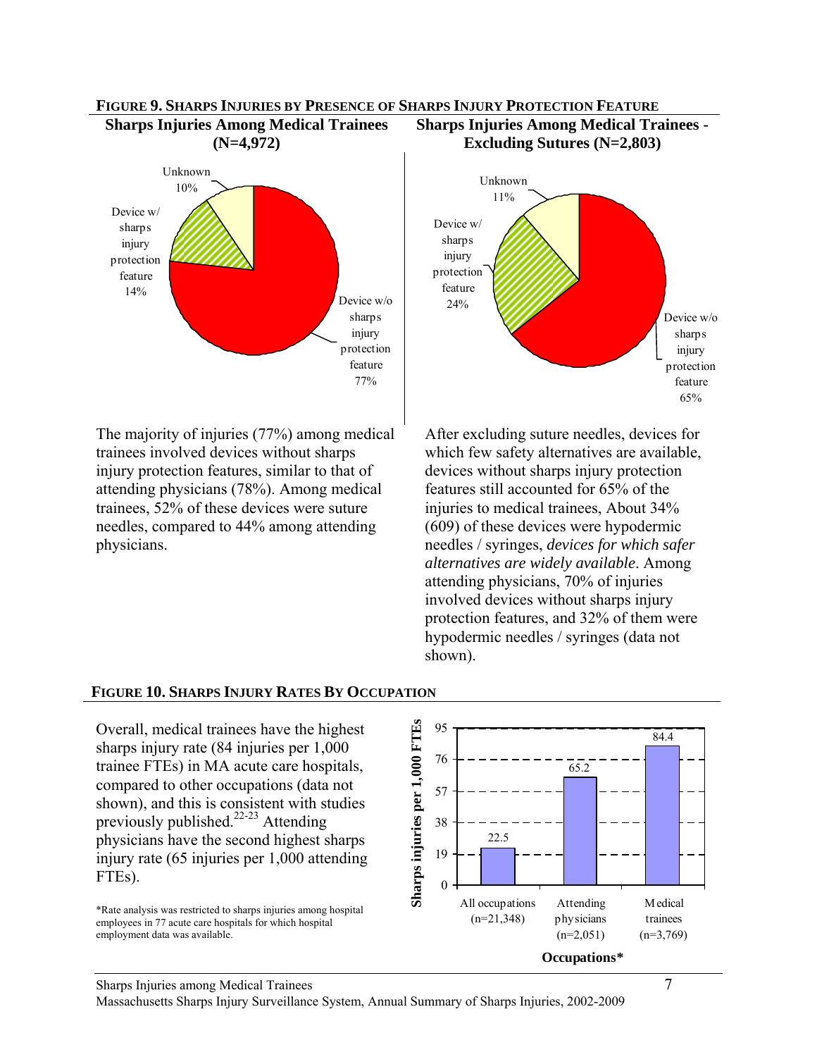**FIGURE 9. SHARPS INJURIES BY PRESENCE OF SHARPS INJURY PROTECTION FEATURE**

**Sharps Injuries Among Medical Trainees (N=4,972)**

| Category | Percent |
| --- | --- |
| Device w/o sharps injury protection feature | 77% |
| Device w/ sharps injury protection feature | 14% |
| Unknown | 10% |

**Sharps Injuries Among Medical Trainees - Excluding Sutures (N=2,803)**

| Category | Percent |
| --- | --- |
| Device w/o sharps injury protection feature | 65% |
| Device w/ sharps injury protection feature | 24% |
| Unknown | 11% |

The majority of injuries (77%) among medical trainees involved devices without sharps injury protection features, similar to that of attending physicians (78%). Among medical trainees, 52% of these devices were suture needles, compared to 44% among attending physicians.

After excluding suture needles, devices for which few safety alternatives are available, devices without sharps injury protection features still accounted for 65% of the injuries to medical trainees, About 34% (609) of these devices were hypodermic needles / syringes, *devices for which safer alternatives are widely available*. Among attending physicians, 70% of injuries involved devices without sharps injury protection features, and 32% of them were hypodermic needles / syringes (data not shown).

**FIGURE 10. SHARPS INJURY RATES BY OCCUPATION**

Overall, medical trainees have the highest sharps injury rate (84 injuries per 1,000 trainee FTEs) in MA acute care hospitals, compared to other occupations (data not shown), and this is consistent with studies previously published.[22-23] Attending physicians have the second highest sharps injury rate (65 injuries per 1,000 attending FTEs).

| Occupations* | Sharps injuries per 1,000 FTEs |
| --- | --- |
| All occupations (n=21,348) | 22.5 |
| Attending physicians (n=2,051) | 65.2 |
| Medical trainees (n=3,769) | 84.4 |

*Rate analysis was restricted to sharps injuries among hospital employees in 77 acute care hospitals for which hospital employment data was available.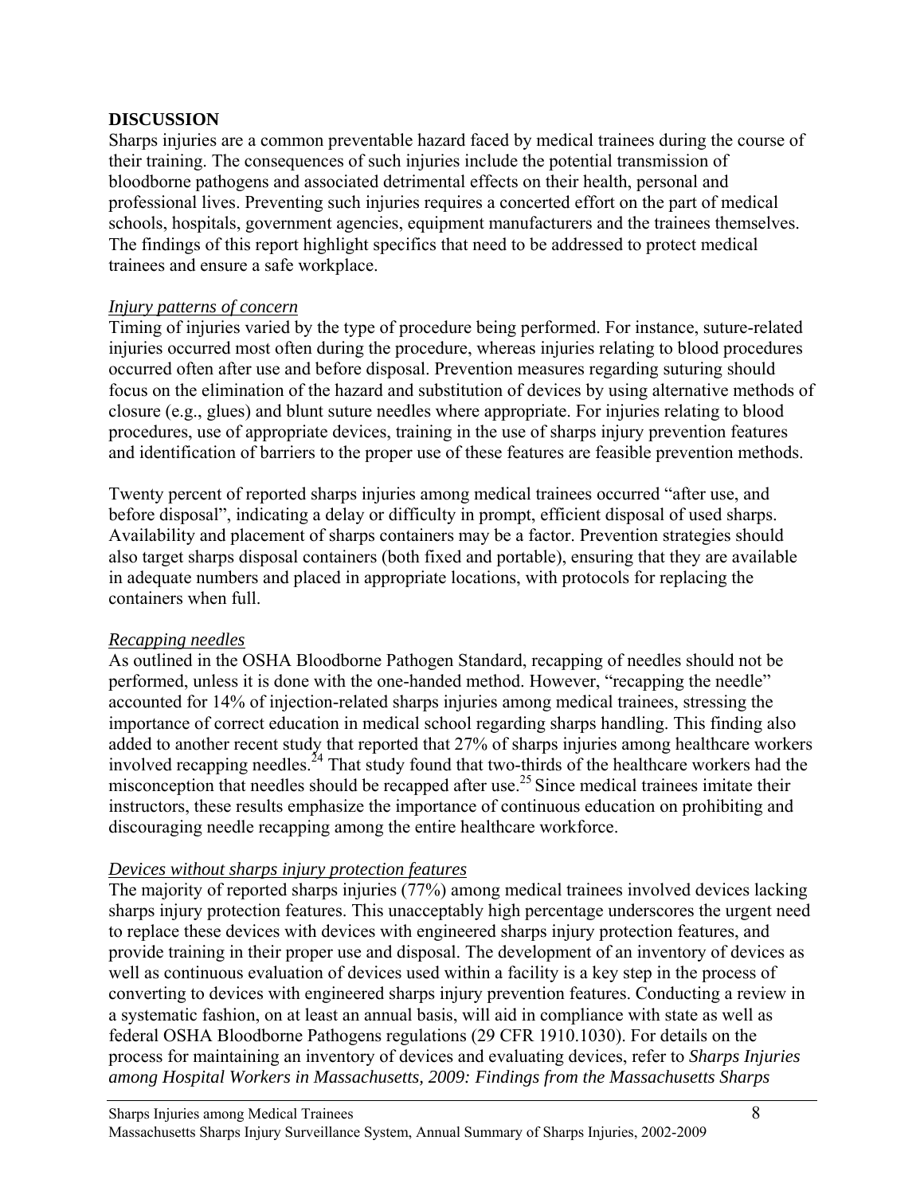## DISCUSSION

Sharps injuries are a common preventable hazard faced by medical trainees during the course of their training. The consequences of such injuries include the potential transmission of bloodborne pathogens and associated detrimental effects on their health, personal and professional lives. Preventing such injuries requires a concerted effort on the part of medical schools, hospitals, government agencies, equipment manufacturers and the trainees themselves. The findings of this report highlight specifics that need to be addressed to protect medical trainees and ensure a safe workplace.

### *Injury patterns of concern*

Timing of injuries varied by the type of procedure being performed. For instance, suture-related injuries occurred most often during the procedure, whereas injuries relating to blood procedures occurred often after use and before disposal. Prevention measures regarding suturing should focus on the elimination of the hazard and substitution of devices by using alternative methods of closure (e.g., glues) and blunt suture needles where appropriate. For injuries relating to blood procedures, use of appropriate devices, training in the use of sharps injury prevention features and identification of barriers to the proper use of these features are feasible prevention methods.

Twenty percent of reported sharps injuries among medical trainees occurred "after use, and before disposal", indicating a delay or difficulty in prompt, efficient disposal of used sharps. Availability and placement of sharps containers may be a factor. Prevention strategies should also target sharps disposal containers (both fixed and portable), ensuring that they are available in adequate numbers and placed in appropriate locations, with protocols for replacing the containers when full.

### *Recapping needles*

As outlined in the OSHA Bloodborne Pathogen Standard, recapping of needles should not be performed, unless it is done with the one-handed method. However, "recapping the needle" accounted for 14% of injection-related sharps injuries among medical trainees, stressing the importance of correct education in medical school regarding sharps handling. This finding also added to another recent study that reported that 27% of sharps injuries among healthcare workers involved recapping needles.[24] That study found that two-thirds of the healthcare workers had the misconception that needles should be recapped after use.[25] Since medical trainees imitate their instructors, these results emphasize the importance of continuous education on prohibiting and discouraging needle recapping among the entire healthcare workforce.

### *Devices without sharps injury protection features*

The majority of reported sharps injuries (77%) among medical trainees involved devices lacking sharps injury protection features. This unacceptably high percentage underscores the urgent need to replace these devices with devices with engineered sharps injury protection features, and provide training in their proper use and disposal. The development of an inventory of devices as well as continuous evaluation of devices used within a facility is a key step in the process of converting to devices with engineered sharps injury prevention features. Conducting a review in a systematic fashion, on at least an annual basis, will aid in compliance with state as well as federal OSHA Bloodborne Pathogens regulations (29 CFR 1910.1030). For details on the process for maintaining an inventory of devices and evaluating devices, refer to *Sharps Injuries among Hospital Workers in Massachusetts, 2009: Findings from the Massachusetts Sharps*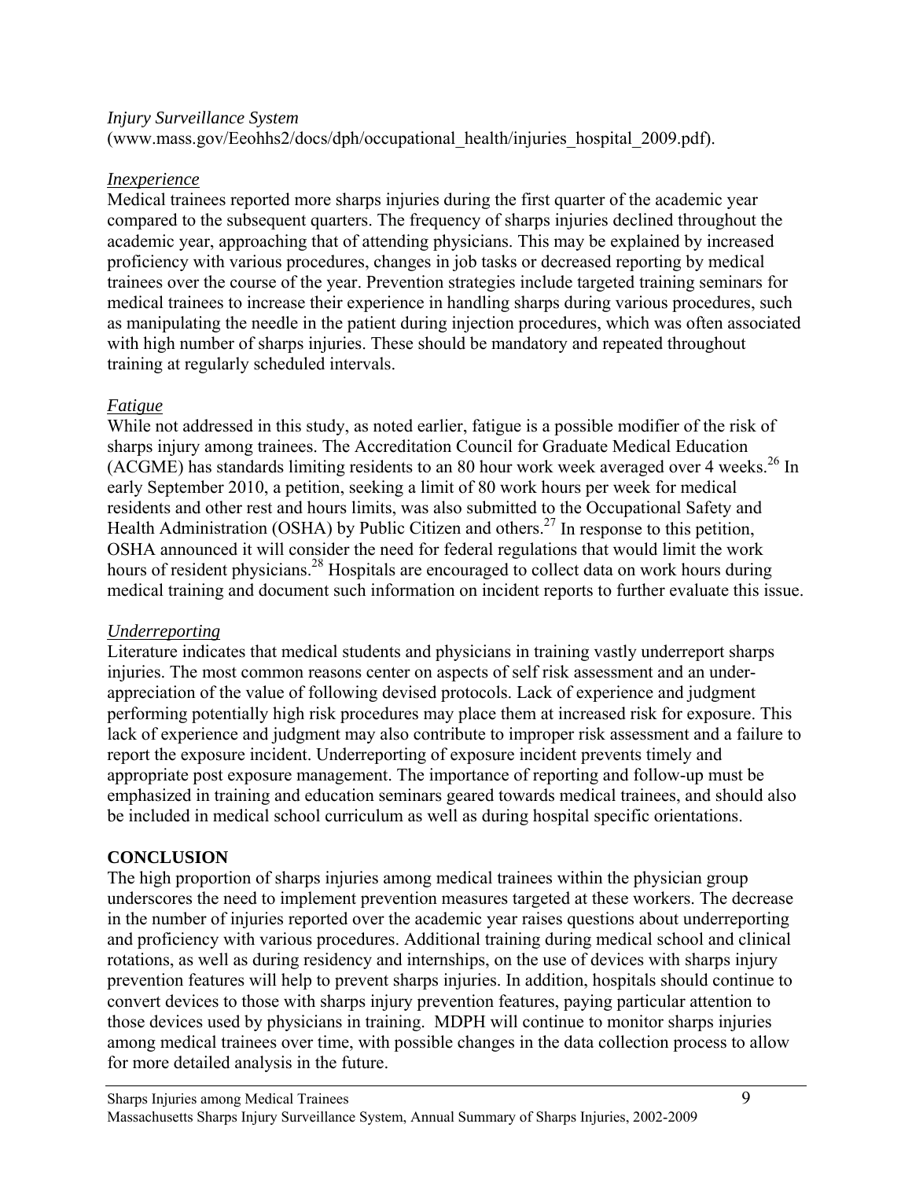*Injury Surveillance System*
(www.mass.gov/Eeohhs2/docs/dph/occupational_health/injuries_hospital_2009.pdf).

*Inexperience*

Medical trainees reported more sharps injuries during the first quarter of the academic year compared to the subsequent quarters. The frequency of sharps injuries declined throughout the academic year, approaching that of attending physicians. This may be explained by increased proficiency with various procedures, changes in job tasks or decreased reporting by medical trainees over the course of the year. Prevention strategies include targeted training seminars for medical trainees to increase their experience in handling sharps during various procedures, such as manipulating the needle in the patient during injection procedures, which was often associated with high number of sharps injuries. These should be mandatory and repeated throughout training at regularly scheduled intervals.

*Fatigue*

While not addressed in this study, as noted earlier, fatigue is a possible modifier of the risk of sharps injury among trainees. The Accreditation Council for Graduate Medical Education (ACGME) has standards limiting residents to an 80 hour work week averaged over 4 weeks.[26] In early September 2010, a petition, seeking a limit of 80 work hours per week for medical residents and other rest and hours limits, was also submitted to the Occupational Safety and Health Administration (OSHA) by Public Citizen and others.[27] In response to this petition, OSHA announced it will consider the need for federal regulations that would limit the work hours of resident physicians.[28] Hospitals are encouraged to collect data on work hours during medical training and document such information on incident reports to further evaluate this issue.

*Underreporting*

Literature indicates that medical students and physicians in training vastly underreport sharps injuries. The most common reasons center on aspects of self risk assessment and an under-appreciation of the value of following devised protocols. Lack of experience and judgment performing potentially high risk procedures may place them at increased risk for exposure. This lack of experience and judgment may also contribute to improper risk assessment and a failure to report the exposure incident. Underreporting of exposure incident prevents timely and appropriate post exposure management. The importance of reporting and follow-up must be emphasized in training and education seminars geared towards medical trainees, and should also be included in medical school curriculum as well as during hospital specific orientations.

## CONCLUSION

The high proportion of sharps injuries among medical trainees within the physician group underscores the need to implement prevention measures targeted at these workers. The decrease in the number of injuries reported over the academic year raises questions about underreporting and proficiency with various procedures. Additional training during medical school and clinical rotations, as well as during residency and internships, on the use of devices with sharps injury prevention features will help to prevent sharps injuries. In addition, hospitals should continue to convert devices to those with sharps injury prevention features, paying particular attention to those devices used by physicians in training. MDPH will continue to monitor sharps injuries among medical trainees over time, with possible changes in the data collection process to allow for more detailed analysis in the future.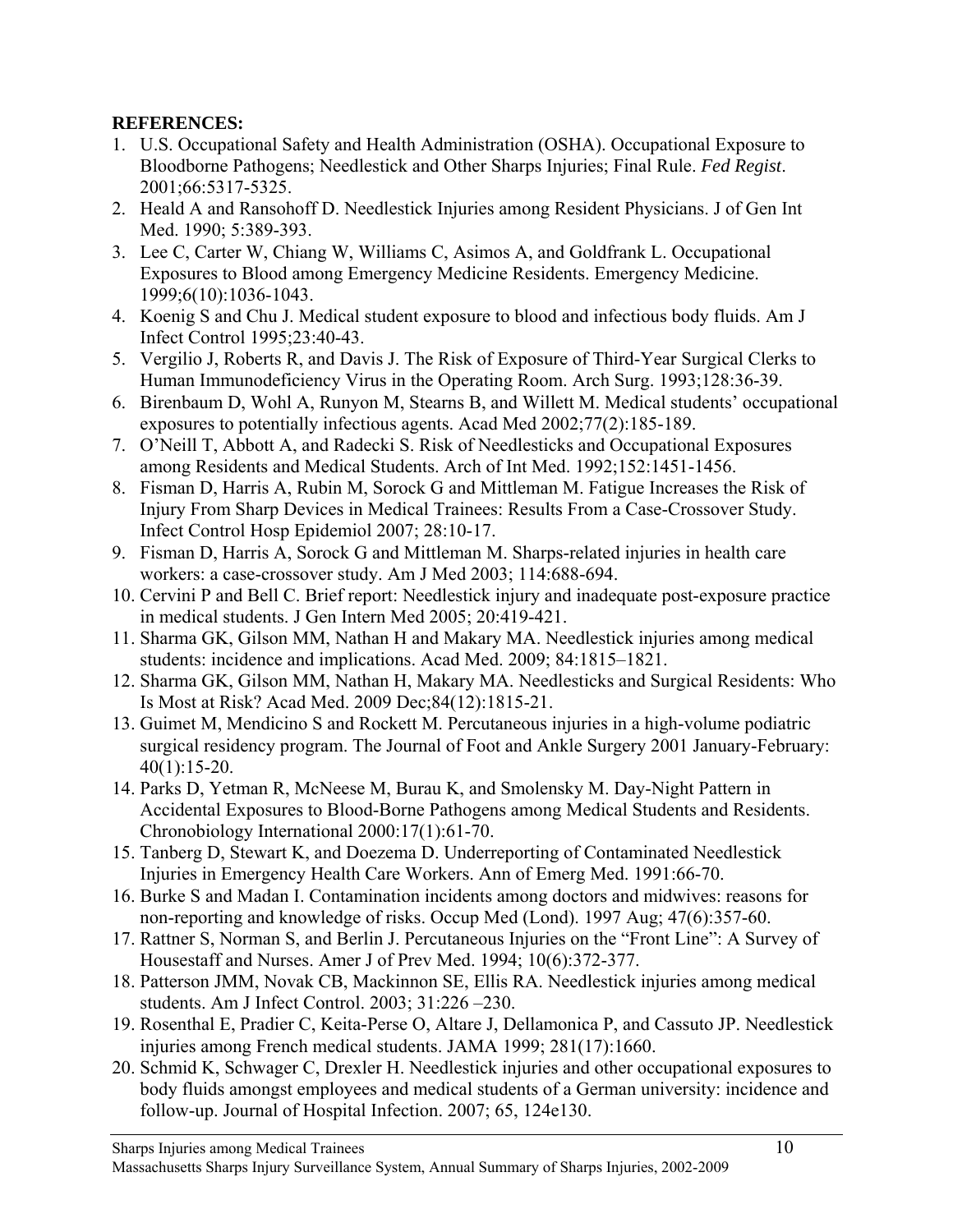**REFERENCES:**

1. U.S. Occupational Safety and Health Administration (OSHA). Occupational Exposure to Bloodborne Pathogens; Needlestick and Other Sharps Injuries; Final Rule. *Fed Regist*. 2001;66:5317-5325.
2. Heald A and Ransohoff D. Needlestick Injuries among Resident Physicians. J of Gen Int Med. 1990; 5:389-393.
3. Lee C, Carter W, Chiang W, Williams C, Asimos A, and Goldfrank L. Occupational Exposures to Blood among Emergency Medicine Residents. Emergency Medicine. 1999;6(10):1036-1043.
4. Koenig S and Chu J. Medical student exposure to blood and infectious body fluids. Am J Infect Control 1995;23:40-43.
5. Vergilio J, Roberts R, and Davis J. The Risk of Exposure of Third-Year Surgical Clerks to Human Immunodeficiency Virus in the Operating Room. Arch Surg. 1993;128:36-39.
6. Birenbaum D, Wohl A, Runyon M, Stearns B, and Willett M. Medical students' occupational exposures to potentially infectious agents. Acad Med 2002;77(2):185-189.
7. O'Neill T, Abbott A, and Radecki S. Risk of Needlesticks and Occupational Exposures among Residents and Medical Students. Arch of Int Med. 1992;152:1451-1456.
8. Fisman D, Harris A, Rubin M, Sorock G and Mittleman M. Fatigue Increases the Risk of Injury From Sharp Devices in Medical Trainees: Results From a Case-Crossover Study. Infect Control Hosp Epidemiol 2007; 28:10-17.
9. Fisman D, Harris A, Sorock G and Mittleman M. Sharps-related injuries in health care workers: a case-crossover study. Am J Med 2003; 114:688-694.
10. Cervini P and Bell C. Brief report: Needlestick injury and inadequate post-exposure practice in medical students. J Gen Intern Med 2005; 20:419-421.
11. Sharma GK, Gilson MM, Nathan H and Makary MA. Needlestick injuries among medical students: incidence and implications. Acad Med. 2009; 84:1815–1821.
12. Sharma GK, Gilson MM, Nathan H, Makary MA. Needlesticks and Surgical Residents: Who Is Most at Risk? Acad Med. 2009 Dec;84(12):1815-21.
13. Guimet M, Mendicino S and Rockett M. Percutaneous injuries in a high-volume podiatric surgical residency program. The Journal of Foot and Ankle Surgery 2001 January-February: 40(1):15-20.
14. Parks D, Yetman R, McNeese M, Burau K, and Smolensky M. Day-Night Pattern in Accidental Exposures to Blood-Borne Pathogens among Medical Students and Residents. Chronobiology International 2000:17(1):61-70.
15. Tanberg D, Stewart K, and Doezema D. Underreporting of Contaminated Needlestick Injuries in Emergency Health Care Workers. Ann of Emerg Med. 1991:66-70.
16. Burke S and Madan I. Contamination incidents among doctors and midwives: reasons for non-reporting and knowledge of risks. Occup Med (Lond). 1997 Aug; 47(6):357-60.
17. Rattner S, Norman S, and Berlin J. Percutaneous Injuries on the "Front Line": A Survey of Housestaff and Nurses. Amer J of Prev Med. 1994; 10(6):372-377.
18. Patterson JMM, Novak CB, Mackinnon SE, Ellis RA. Needlestick injuries among medical students. Am J Infect Control. 2003; 31:226 –230.
19. Rosenthal E, Pradier C, Keita-Perse O, Altare J, Dellamonica P, and Cassuto JP. Needlestick injuries among French medical students. JAMA 1999; 281(17):1660.
20. Schmid K, Schwager C, Drexler H. Needlestick injuries and other occupational exposures to body fluids amongst employees and medical students of a German university: incidence and follow-up. Journal of Hospital Infection. 2007; 65, 124e130.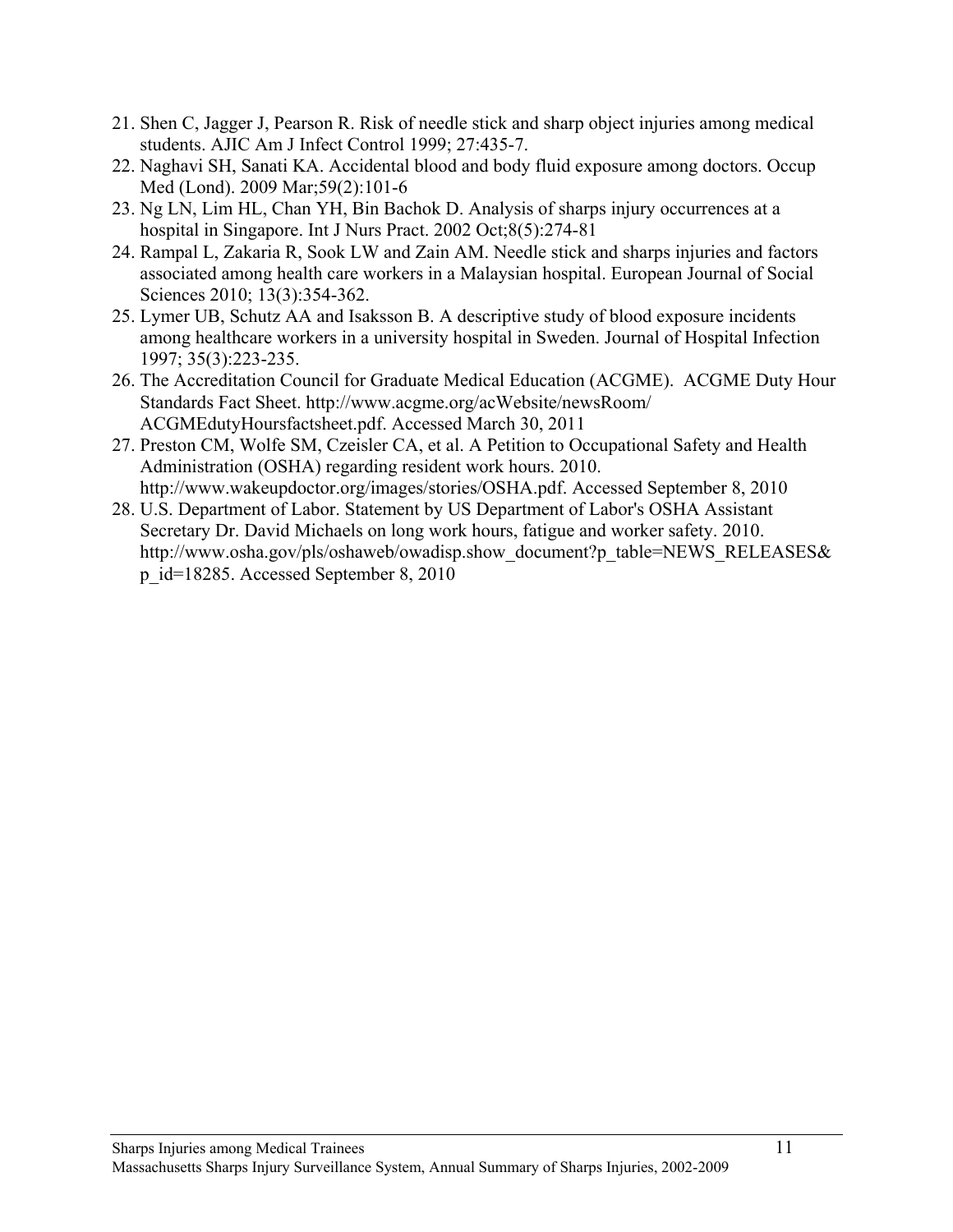21. Shen C, Jagger J, Pearson R. Risk of needle stick and sharp object injuries among medical students. AJIC Am J Infect Control 1999; 27:435-7.
22. Naghavi SH, Sanati KA. Accidental blood and body fluid exposure among doctors. Occup Med (Lond). 2009 Mar;59(2):101-6
23. Ng LN, Lim HL, Chan YH, Bin Bachok D. Analysis of sharps injury occurrences at a hospital in Singapore. Int J Nurs Pract. 2002 Oct;8(5):274-81
24. Rampal L, Zakaria R, Sook LW and Zain AM. Needle stick and sharps injuries and factors associated among health care workers in a Malaysian hospital. European Journal of Social Sciences 2010; 13(3):354-362.
25. Lymer UB, Schutz AA and Isaksson B. A descriptive study of blood exposure incidents among healthcare workers in a university hospital in Sweden. Journal of Hospital Infection 1997; 35(3):223-235.
26. The Accreditation Council for Graduate Medical Education (ACGME). ACGME Duty Hour Standards Fact Sheet. http://www.acgme.org/acWebsite/newsRoom/ACGMEdutyHoursfactsheet.pdf. Accessed March 30, 2011
27. Preston CM, Wolfe SM, Czeisler CA, et al. A Petition to Occupational Safety and Health Administration (OSHA) regarding resident work hours. 2010. http://www.wakeupdoctor.org/images/stories/OSHA.pdf. Accessed September 8, 2010
28. U.S. Department of Labor. Statement by US Department of Labor's OSHA Assistant Secretary Dr. David Michaels on long work hours, fatigue and worker safety. 2010. http://www.osha.gov/pls/oshaweb/owadisp.show_document?p_table=NEWS_RELEASES&p_id=18285. Accessed September 8, 2010